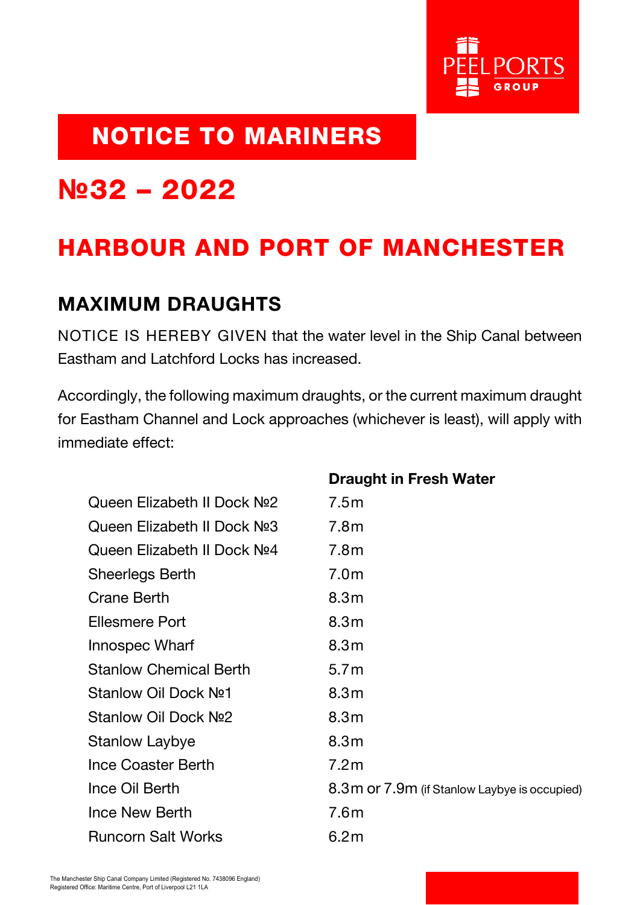PEEL PORTS GROUP

# NOTICE TO MARINERS

# №32 – 2022

# HARBOUR AND PORT OF MANCHESTER

## MAXIMUM DRAUGHTS

NOTICE IS HEREBY GIVEN that the water level in the Ship Canal between Eastham and Latchford Locks has increased.

Accordingly, the following maximum draughts, or the current maximum draught for Eastham Channel and Lock approaches (whichever is least), will apply with immediate effect:

| | **Draught in Fresh Water** |
|---|---|
| Queen Elizabeth II Dock №2 | 7.5m |
| Queen Elizabeth II Dock №3 | 7.8m |
| Queen Elizabeth II Dock №4 | 7.8m |
| Sheerlegs Berth | 7.0m |
| Crane Berth | 8.3m |
| Ellesmere Port | 8.3m |
| Innospec Wharf | 8.3m |
| Stanlow Chemical Berth | 5.7m |
| Stanlow Oil Dock №1 | 8.3m |
| Stanlow Oil Dock №2 | 8.3m |
| Stanlow Laybye | 8.3m |
| Ince Coaster Berth | 7.2m |
| Ince Oil Berth | 8.3m or 7.9m (if Stanlow Laybye is occupied) |
| Ince New Berth | 7.6m |
| Runcorn Salt Works | 6.2m |

The Manchester Ship Canal Company Limited (Registered No. 7438096 England)
Registered Office: Maritime Centre, Port of Liverpool L21 1LA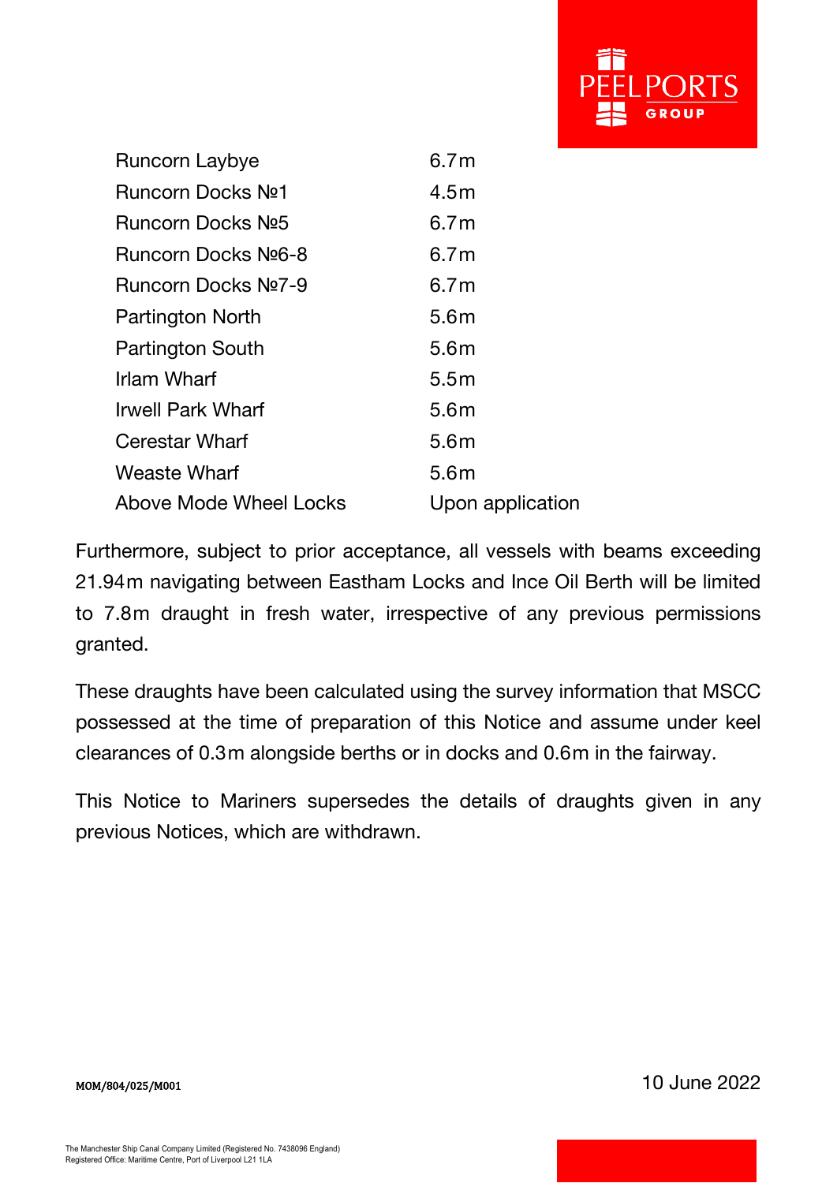| | |
|---|---|
| Runcorn Laybye | 6.7m |
| Runcorn Docks №1 | 4.5m |
| Runcorn Docks №5 | 6.7m |
| Runcorn Docks №6-8 | 6.7m |
| Runcorn Docks №7-9 | 6.7m |
| Partington North | 5.6m |
| Partington South | 5.6m |
| Irlam Wharf | 5.5m |
| Irwell Park Wharf | 5.6m |
| Cerestar Wharf | 5.6m |
| Weaste Wharf | 5.6m |
| Above Mode Wheel Locks | Upon application |

Furthermore, subject to prior acceptance, all vessels with beams exceeding 21.94m navigating between Eastham Locks and Ince Oil Berth will be limited to 7.8m draught in fresh water, irrespective of any previous permissions granted.

These draughts have been calculated using the survey information that MSCC possessed at the time of preparation of this Notice and assume under keel clearances of 0.3m alongside berths or in docks and 0.6m in the fairway.

This Notice to Mariners supersedes the details of draughts given in any previous Notices, which are withdrawn.

MOM/804/025/M001

10 June 2022

The Manchester Ship Canal Company Limited (Registered No. 7438096 England)
Registered Office: Maritime Centre, Port of Liverpool L21 1LA